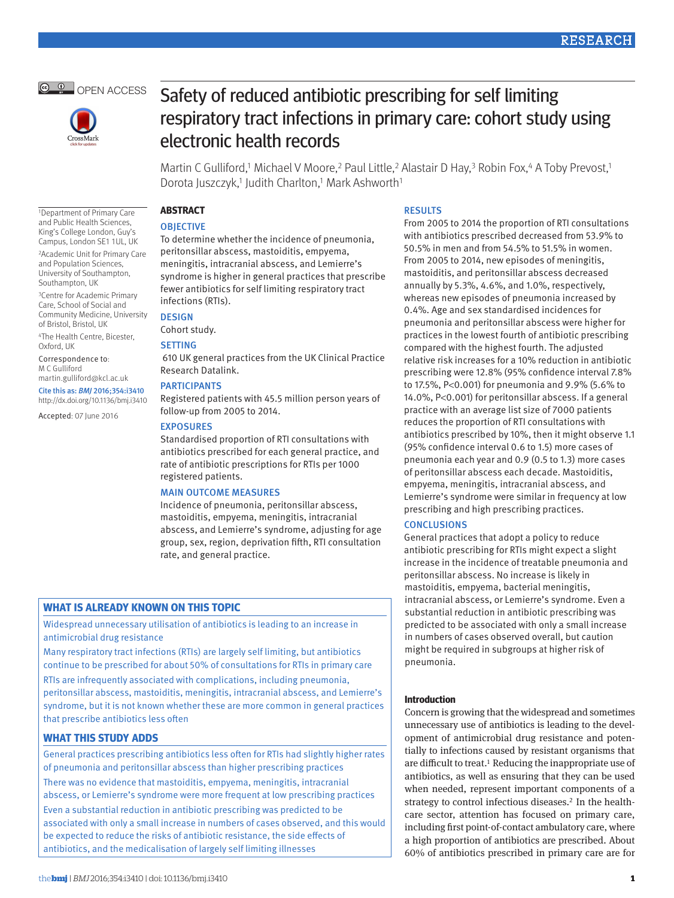# Safety of reduced antibiotic prescribing for self limiting respiratory tract infections in primary care: cohort study using electronic health records

Martin C Gulliford,[1] Michael V Moore,[2] Paul Little,[2] Alastair D Hay,[3] Robin Fox,[4] A Toby Prevost,[1] Dorota Juszczyk,[1] Judith Charlton,[1] Mark Ashworth[1]

[1]Department of Primary Care and Public Health Sciences, King's College London, Guy's Campus, London SE1 1UL, UK

[2]Academic Unit for Primary Care and Population Sciences, University of Southampton, Southampton, UK

[3]Centre for Academic Primary Care, School of Social and Community Medicine, University of Bristol, Bristol, UK

[4]The Health Centre, Bicester, Oxford, UK

Correspondence to: M C Gulliford martin.gulliford@kcl.ac.uk

Cite this as: *BMJ* 2016;354:i3410 http://dx.doi.org/10.1136/bmj.i3410

Accepted: 07 June 2016

## ABSTRACT

### OBJECTIVE

To determine whether the incidence of pneumonia, peritonsillar abscess, mastoiditis, empyema, meningitis, intracranial abscess, and Lemierre's syndrome is higher in general practices that prescribe fewer antibiotics for self limiting respiratory tract infections (RTIs).

### DESIGN

Cohort study.

### SETTING

610 UK general practices from the UK Clinical Practice Research Datalink.

### PARTICIPANTS

Registered patients with 45.5 million person years of follow-up from 2005 to 2014.

### EXPOSURES

Standardised proportion of RTI consultations with antibiotics prescribed for each general practice, and rate of antibiotic prescriptions for RTIs per 1000 registered patients.

### MAIN OUTCOME MEASURES

Incidence of pneumonia, peritonsillar abscess, mastoiditis, empyema, meningitis, intracranial abscess, and Lemierre's syndrome, adjusting for age group, sex, region, deprivation fifth, RTI consultation rate, and general practice.

### RESULTS

From 2005 to 2014 the proportion of RTI consultations with antibiotics prescribed decreased from 53.9% to 50.5% in men and from 54.5% to 51.5% in women. From 2005 to 2014, new episodes of meningitis, mastoiditis, and peritonsillar abscess decreased annually by 5.3%, 4.6%, and 1.0%, respectively, whereas new episodes of pneumonia increased by 0.4%. Age and sex standardised incidences for pneumonia and peritonsillar abscess were higher for practices in the lowest fourth of antibiotic prescribing compared with the highest fourth. The adjusted relative risk increases for a 10% reduction in antibiotic prescribing were 12.8% (95% confidence interval 7.8% to 17.5%, P<0.001) for pneumonia and 9.9% (5.6% to 14.0%, P<0.001) for peritonsillar abscess. If a general practice with an average list size of 7000 patients reduces the proportion of RTI consultations with antibiotics prescribed by 10%, then it might observe 1.1 (95% confidence interval 0.6 to 1.5) more cases of pneumonia each year and 0.9 (0.5 to 1.3) more cases of peritonsillar abscess each decade. Mastoiditis, empyema, meningitis, intracranial abscess, and Lemierre's syndrome were similar in frequency at low prescribing and high prescribing practices.

### CONCLUSIONS

General practices that adopt a policy to reduce antibiotic prescribing for RTIs might expect a slight increase in the incidence of treatable pneumonia and peritonsillar abscess. No increase is likely in mastoiditis, empyema, bacterial meningitis, intracranial abscess, or Lemierre's syndrome. Even a substantial reduction in antibiotic prescribing was predicted to be associated with only a small increase in numbers of cases observed overall, but caution might be required in subgroups at higher risk of pneumonia.

### WHAT IS ALREADY KNOWN ON THIS TOPIC

Widespread unnecessary utilisation of antibiotics is leading to an increase in antimicrobial drug resistance

Many respiratory tract infections (RTIs) are largely self limiting, but antibiotics continue to be prescribed for about 50% of consultations for RTIs in primary care

RTIs are infrequently associated with complications, including pneumonia, peritonsillar abscess, mastoiditis, meningitis, intracranial abscess, and Lemierre's syndrome, but it is not known whether these are more common in general practices that prescribe antibiotics less often

### WHAT THIS STUDY ADDS

General practices prescribing antibiotics less often for RTIs had slightly higher rates of pneumonia and peritonsillar abscess than higher prescribing practices

There was no evidence that mastoiditis, empyema, meningitis, intracranial abscess, or Lemierre's syndrome were more frequent at low prescribing practices

Even a substantial reduction in antibiotic prescribing was predicted to be associated with only a small increase in numbers of cases observed, and this would be expected to reduce the risks of antibiotic resistance, the side effects of antibiotics, and the medicalisation of largely self limiting illnesses

## Introduction

Concern is growing that the widespread and sometimes unnecessary use of antibiotics is leading to the development of antimicrobial drug resistance and potentially to infections caused by resistant organisms that are difficult to treat.[1] Reducing the inappropriate use of antibiotics, as well as ensuring that they can be used when needed, represent important components of a strategy to control infectious diseases.[2] In the healthcare sector, attention has focused on primary care, including first point-of-contact ambulatory care, where a high proportion of antibiotics are prescribed. About 60% of antibiotics prescribed in primary care are for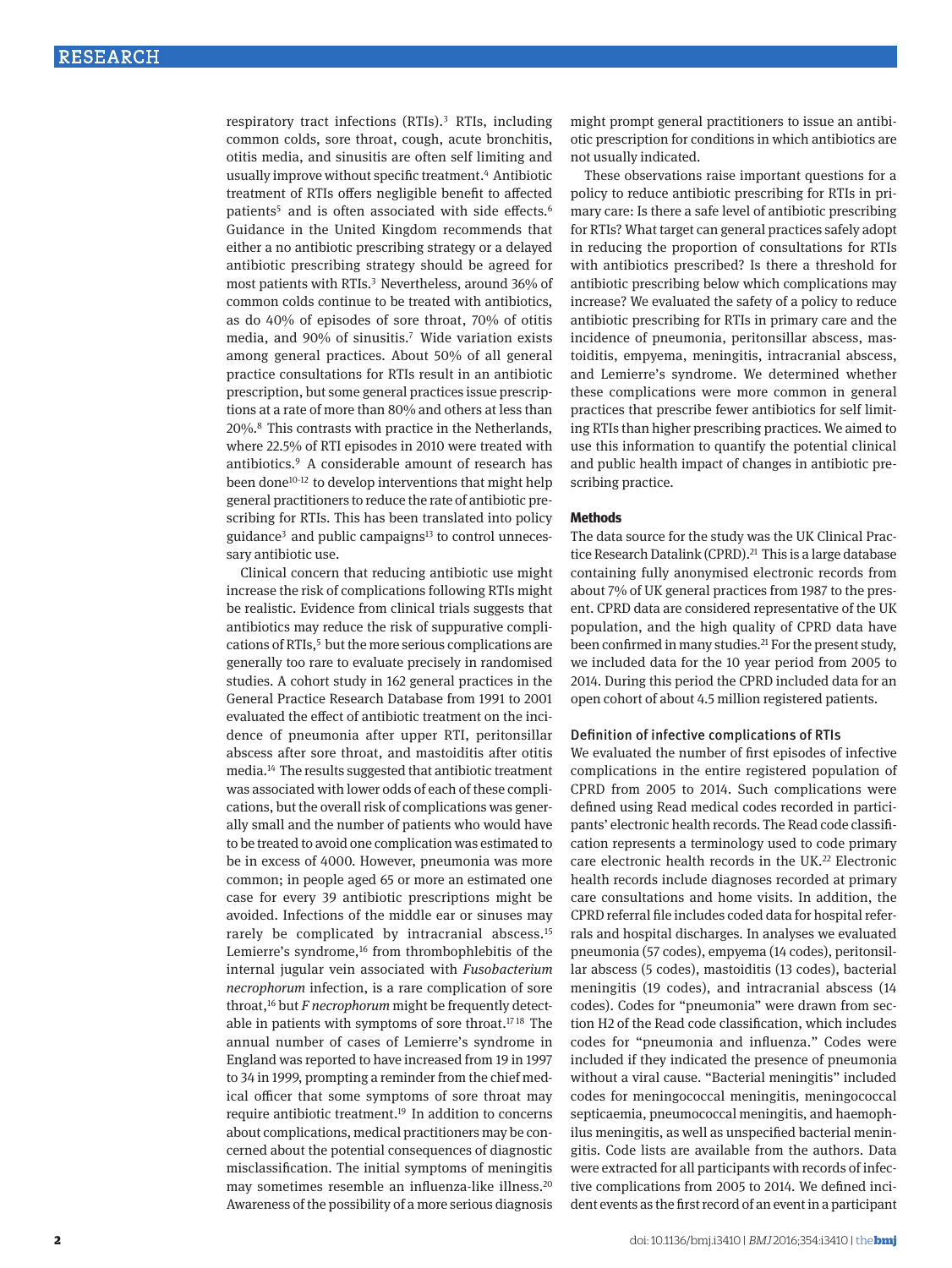respiratory tract infections (RTIs).[3] RTIs, including common colds, sore throat, cough, acute bronchitis, otitis media, and sinusitis are often self limiting and usually improve without specific treatment.[4] Antibiotic treatment of RTIs offers negligible benefit to affected patients[5] and is often associated with side effects.[6] Guidance in the United Kingdom recommends that either a no antibiotic prescribing strategy or a delayed antibiotic prescribing strategy should be agreed for most patients with RTIs.[3] Nevertheless, around 36% of common colds continue to be treated with antibiotics, as do 40% of episodes of sore throat, 70% of otitis media, and 90% of sinusitis.[7] Wide variation exists among general practices. About 50% of all general practice consultations for RTIs result in an antibiotic prescription, but some general practices issue prescriptions at a rate of more than 80% and others at less than 20%.[8] This contrasts with practice in the Netherlands, where 22.5% of RTI episodes in 2010 were treated with antibiotics.[9] A considerable amount of research has been done[10-12] to develop interventions that might help general practitioners to reduce the rate of antibiotic prescribing for RTIs. This has been translated into policy guidance[3] and public campaigns[13] to control unnecessary antibiotic use.

Clinical concern that reducing antibiotic use might increase the risk of complications following RTIs might be realistic. Evidence from clinical trials suggests that antibiotics may reduce the risk of suppurative complications of RTIs,[5] but the more serious complications are generally too rare to evaluate precisely in randomised studies. A cohort study in 162 general practices in the General Practice Research Database from 1991 to 2001 evaluated the effect of antibiotic treatment on the incidence of pneumonia after upper RTI, peritonsillar abscess after sore throat, and mastoiditis after otitis media.[14] The results suggested that antibiotic treatment was associated with lower odds of each of these complications, but the overall risk of complications was generally small and the number of patients who would have to be treated to avoid one complication was estimated to be in excess of 4000. However, pneumonia was more common; in people aged 65 or more an estimated one case for every 39 antibiotic prescriptions might be avoided. Infections of the middle ear or sinuses may rarely be complicated by intracranial abscess.[15] Lemierre's syndrome,[16] from thrombophlebitis of the internal jugular vein associated with *Fusobacterium necrophorum* infection, is a rare complication of sore throat,[16] but *F necrophorum* might be frequently detectable in patients with symptoms of sore throat.[17 18] The annual number of cases of Lemierre's syndrome in England was reported to have increased from 19 in 1997 to 34 in 1999, prompting a reminder from the chief medical officer that some symptoms of sore throat may require antibiotic treatment.[19] In addition to concerns about complications, medical practitioners may be concerned about the potential consequences of diagnostic misclassification. The initial symptoms of meningitis may sometimes resemble an influenza-like illness.[20] Awareness of the possibility of a more serious diagnosis might prompt general practitioners to issue an antibiotic prescription for conditions in which antibiotics are not usually indicated.

These observations raise important questions for a policy to reduce antibiotic prescribing for RTIs in primary care: Is there a safe level of antibiotic prescribing for RTIs? What target can general practices safely adopt in reducing the proportion of consultations for RTIs with antibiotics prescribed? Is there a threshold for antibiotic prescribing below which complications may increase? We evaluated the safety of a policy to reduce antibiotic prescribing for RTIs in primary care and the incidence of pneumonia, peritonsillar abscess, mastoiditis, empyema, meningitis, intracranial abscess, and Lemierre's syndrome. We determined whether these complications were more common in general practices that prescribe fewer antibiotics for self limiting RTIs than higher prescribing practices. We aimed to use this information to quantify the potential clinical and public health impact of changes in antibiotic prescribing practice.

## Methods

The data source for the study was the UK Clinical Practice Research Datalink (CPRD).[21] This is a large database containing fully anonymised electronic records from about 7% of UK general practices from 1987 to the present. CPRD data are considered representative of the UK population, and the high quality of CPRD data have been confirmed in many studies.[21] For the present study, we included data for the 10 year period from 2005 to 2014. During this period the CPRD included data for an open cohort of about 4.5 million registered patients.

### Definition of infective complications of RTIs

We evaluated the number of first episodes of infective complications in the entire registered population of CPRD from 2005 to 2014. Such complications were defined using Read medical codes recorded in participants' electronic health records. The Read code classification represents a terminology used to code primary care electronic health records in the UK.[22] Electronic health records include diagnoses recorded at primary care consultations and home visits. In addition, the CPRD referral file includes coded data for hospital referrals and hospital discharges. In analyses we evaluated pneumonia (57 codes), empyema (14 codes), peritonsillar abscess (5 codes), mastoiditis (13 codes), bacterial meningitis (19 codes), and intracranial abscess (14 codes). Codes for "pneumonia" were drawn from section H2 of the Read code classification, which includes codes for "pneumonia and influenza." Codes were included if they indicated the presence of pneumonia without a viral cause. "Bacterial meningitis" included codes for meningococcal meningitis, meningococcal septicaemia, pneumococcal meningitis, and haemophilus meningitis, as well as unspecified bacterial meningitis. Code lists are available from the authors. Data were extracted for all participants with records of infective complications from 2005 to 2014. We defined incident events as the first record of an event in a participant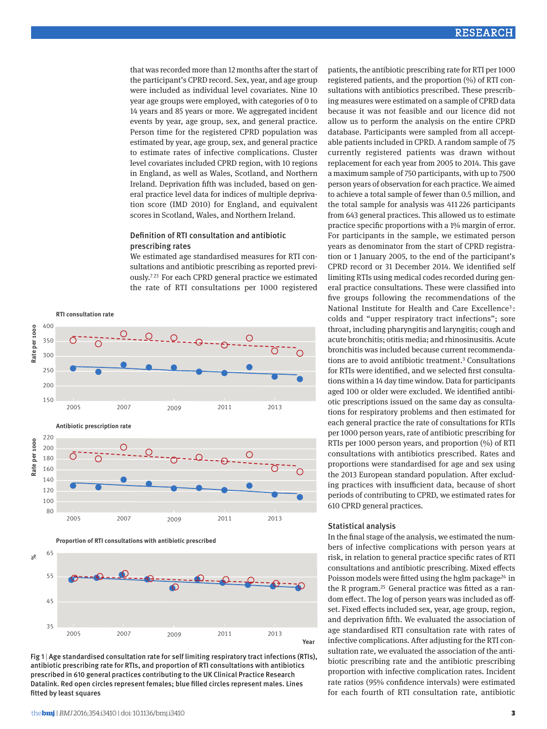that was recorded more than 12 months after the start of the participant's CPRD record. Sex, year, and age group were included as individual level covariates. Nine 10 year age groups were employed, with categories of 0 to 14 years and 85 years or more. We aggregated incident events by year, age group, sex, and general practice. Person time for the registered CPRD population was estimated by year, age group, sex, and general practice to estimate rates of infective complications. Cluster level covariates included CPRD region, with 10 regions in England, as well as Wales, Scotland, and Northern Ireland. Deprivation fifth was included, based on general practice level data for indices of multiple deprivation score (IMD 2010) for England, and equivalent scores in Scotland, Wales, and Northern Ireland.

### Definition of RTI consultation and antibiotic prescribing rates

We estimated age standardised measures for RTI consultations and antibiotic prescribing as reported previously.[7,23] For each CPRD general practice we estimated the rate of RTI consultations per 1000 registered patients, the antibiotic prescribing rate for RTI per 1000 registered patients, and the proportion (%) of RTI consultations with antibiotics prescribed. These prescribing measures were estimated on a sample of CPRD data because it was not feasible and our licence did not allow us to perform the analysis on the entire CPRD database. Participants were sampled from all acceptable patients included in CPRD. A random sample of 75 currently registered patients was drawn without replacement for each year from 2005 to 2014. This gave a maximum sample of 750 participants, with up to 7500 person years of observation for each practice. We aimed to achieve a total sample of fewer than 0.5 million, and the total sample for analysis was 411 226 participants from 643 general practices. This allowed us to estimate practice specific proportions with a 1% margin of error. For participants in the sample, we estimated person years as denominator from the start of CPRD registration or 1 January 2005, to the end of the participant's CPRD record or 31 December 2014. We identified self limiting RTIs using medical codes recorded during general practice consultations. These were classified into five groups following the recommendations of the National Institute for Health and Care Excellence[3]: colds and "upper respiratory tract infections"; sore throat, including pharyngitis and laryngitis; cough and acute bronchitis; otitis media; and rhinosinusitis. Acute bronchitis was included because current recommendations are to avoid antibiotic treatment.[3] Consultations for RTIs were identified, and we selected first consultations within a 14 day time window. Data for participants aged 100 or older were excluded. We identified antibiotic prescriptions issued on the same day as consultations for respiratory problems and then estimated for each general practice the rate of consultations for RTIs per 1000 person years, rate of antibiotic prescribing for RTIs per 1000 person years, and proportion (%) of RTI consultations with antibiotics prescribed. Rates and proportions were standardised for age and sex using the 2013 European standard population. After excluding practices with insufficient data, because of short periods of contributing to CPRD, we estimated rates for 610 CPRD general practices.

Fig 1 | Age standardised consultation rate for self limiting respiratory tract infections (RTIs), antibiotic prescribing rate for RTIs, and proportion of RTI consultations with antibiotics prescribed in 610 general practices contributing to the UK Clinical Practice Research Datalink. Red open circles represent females; blue filled circles represent males. Lines fitted by least squares

### Statistical analysis

In the final stage of the analysis, we estimated the numbers of infective complications with person years at risk, in relation to general practice specific rates of RTI consultations and antibiotic prescribing. Mixed effects Poisson models were fitted using the hglm package[24] in the R program.[25] General practice was fitted as a random effect. The log of person years was included as offset. Fixed effects included sex, year, age group, region, and deprivation fifth. We evaluated the association of age standardised RTI consultation rate with rates of infective complications. After adjusting for the RTI consultation rate, we evaluated the association of the antibiotic prescribing rate and the antibiotic prescribing proportion with infective complication rates. Incident rate ratios (95% confidence intervals) were estimated for each fourth of RTI consultation rate, antibiotic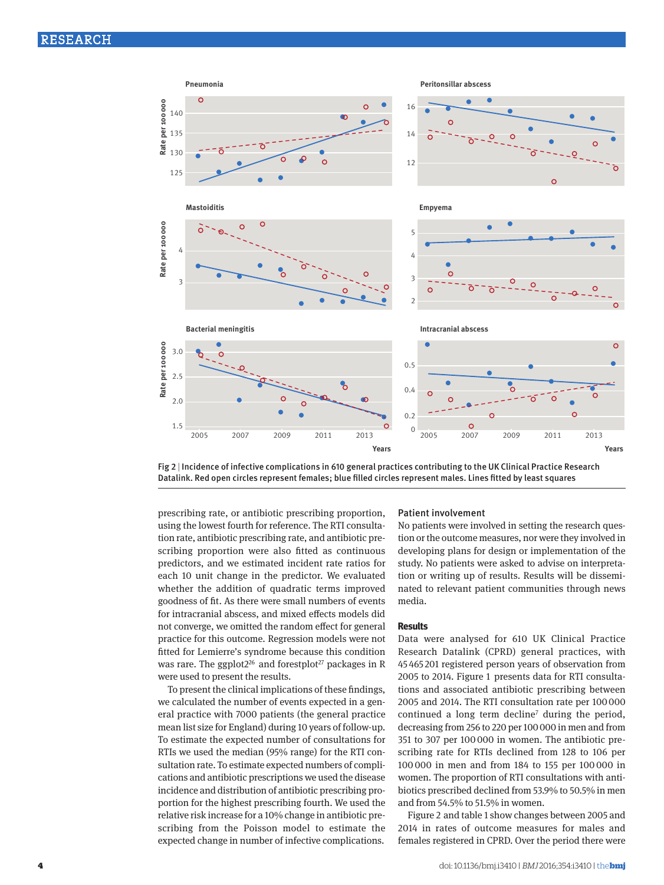Fig 2 | Incidence of infective complications in 610 general practices contributing to the UK Clinical Practice Research Datalink. Red open circles represent females; blue filled circles represent males. Lines fitted by least squares

prescribing rate, or antibiotic prescribing proportion, using the lowest fourth for reference. The RTI consultation rate, antibiotic prescribing rate, and antibiotic prescribing proportion were also fitted as continuous predictors, and we estimated incident rate ratios for each 10 unit change in the predictor. We evaluated whether the addition of quadratic terms improved goodness of fit. As there were small numbers of events for intracranial abscess, and mixed effects models did not converge, we omitted the random effect for general practice for this outcome. Regression models were not fitted for Lemierre's syndrome because this condition was rare. The ggplot2[26] and forestplot[27] packages in R were used to present the results.

To present the clinical implications of these findings, we calculated the number of events expected in a general practice with 7000 patients (the general practice mean list size for England) during 10 years of follow-up. To estimate the expected number of consultations for RTIs we used the median (95% range) for the RTI consultation rate. To estimate expected numbers of complications and antibiotic prescriptions we used the disease incidence and distribution of antibiotic prescribing proportion for the highest prescribing fourth. We used the relative risk increase for a 10% change in antibiotic prescribing from the Poisson model to estimate the expected change in number of infective complications.

## Patient involvement

No patients were involved in setting the research question or the outcome measures, nor were they involved in developing plans for design or implementation of the study. No patients were asked to advise on interpretation or writing up of results. Results will be disseminated to relevant patient communities through news media.

## Results

Data were analysed for 610 UK Clinical Practice Research Datalink (CPRD) general practices, with 45 465 201 registered person years of observation from 2005 to 2014. Figure 1 presents data for RTI consultations and associated antibiotic prescribing between 2005 and 2014. The RTI consultation rate per 100 000 continued a long term decline[7] during the period, decreasing from 256 to 220 per 100 000 in men and from 351 to 307 per 100 000 in women. The antibiotic prescribing rate for RTIs declined from 128 to 106 per 100 000 in men and from 184 to 155 per 100 000 in women. The proportion of RTI consultations with antibiotics prescribed declined from 53.9% to 50.5% in men and from 54.5% to 51.5% in women.

Figure 2 and table 1 show changes between 2005 and 2014 in rates of outcome measures for males and females registered in CPRD. Over the period there were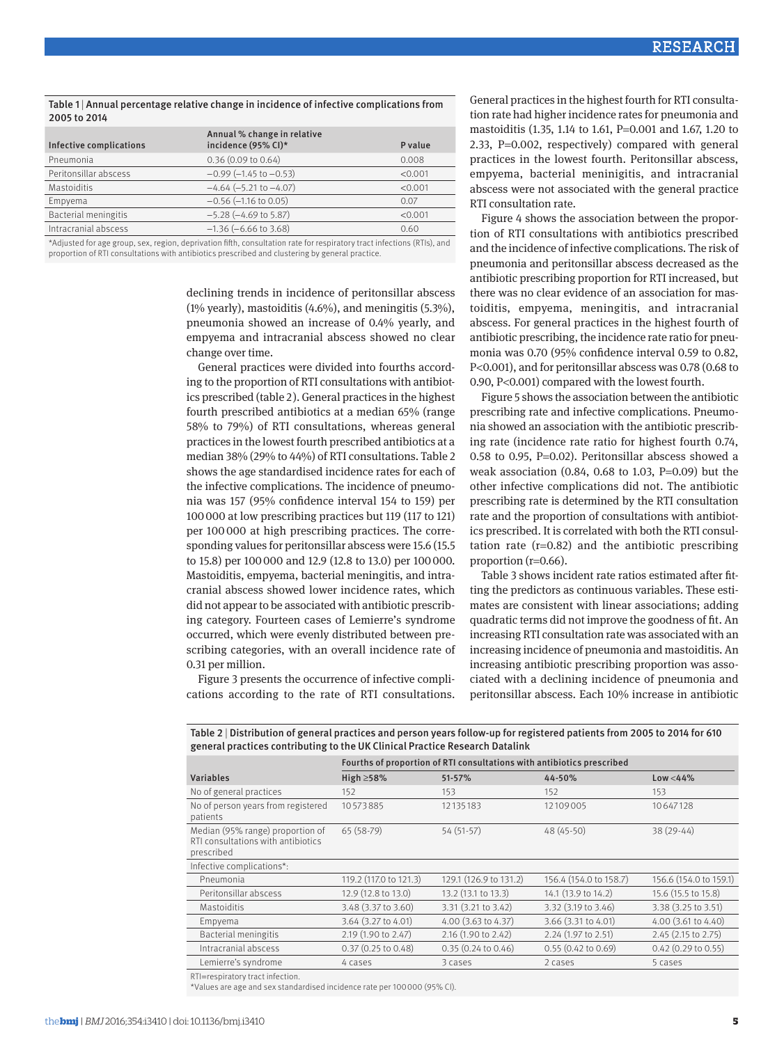Table 1 | Annual percentage relative change in incidence of infective complications from 2005 to 2014

| Infective complications | Annual % change in relative incidence (95% CI)* | P value |
|---|---|---|
| Pneumonia | 0.36 (0.09 to 0.64) | 0.008 |
| Peritonsillar abscess | −0.99 (−1.45 to −0.53) | <0.001 |
| Mastoiditis | −4.64 (−5.21 to −4.07) | <0.001 |
| Empyema | −0.56 (−1.16 to 0.05) | 0.07 |
| Bacterial meningitis | −5.28 (−4.69 to 5.87) | <0.001 |
| Intracranial abscess | −1.36 (−6.66 to 3.68) | 0.60 |

*Adjusted for age group, sex, region, deprivation fifth, consultation rate for respiratory tract infections (RTIs), and proportion of RTI consultations with antibiotics prescribed and clustering by general practice.

declining trends in incidence of peritonsillar abscess (1% yearly), mastoiditis (4.6%), and meningitis (5.3%), pneumonia showed an increase of 0.4% yearly, and empyema and intracranial abscess showed no clear change over time.

General practices were divided into fourths according to the proportion of RTI consultations with antibiotics prescribed (table 2). General practices in the highest fourth prescribed antibiotics at a median 65% (range 58% to 79%) of RTI consultations, whereas general practices in the lowest fourth prescribed antibiotics at a median 38% (29% to 44%) of RTI consultations. Table 2 shows the age standardised incidence rates for each of the infective complications. The incidence of pneumonia was 157 (95% confidence interval 154 to 159) per 100 000 at low prescribing practices but 119 (117 to 121) per 100 000 at high prescribing practices. The corresponding values for peritonsillar abscess were 15.6 (15.5 to 15.8) per 100 000 and 12.9 (12.8 to 13.0) per 100 000. Mastoiditis, empyema, bacterial meningitis, and intracranial abscess showed lower incidence rates, which did not appear to be associated with antibiotic prescribing category. Fourteen cases of Lemierre's syndrome occurred, which were evenly distributed between prescribing categories, with an overall incidence rate of 0.31 per million.

Figure 3 presents the occurrence of infective complications according to the rate of RTI consultations. General practices in the highest fourth for RTI consultation rate had higher incidence rates for pneumonia and mastoiditis (1.35, 1.14 to 1.61, P=0.001 and 1.67, 1.20 to 2.33, P=0.002, respectively) compared with general practices in the lowest fourth. Peritonsillar abscess, empyema, bacterial meninigitis, and intracranial abscess were not associated with the general practice RTI consultation rate.

Figure 4 shows the association between the proportion of RTI consultations with antibiotics prescribed and the incidence of infective complications. The risk of pneumonia and peritonsillar abscess decreased as the antibiotic prescribing proportion for RTI increased, but there was no clear evidence of an association for mastoiditis, empyema, meningitis, and intracranial abscess. For general practices in the highest fourth of antibiotic prescribing, the incidence rate ratio for pneumonia was 0.70 (95% confidence interval 0.59 to 0.82, P<0.001), and for peritonsillar abscess was 0.78 (0.68 to 0.90, P<0.001) compared with the lowest fourth.

Figure 5 shows the association between the antibiotic prescribing rate and infective complications. Pneumonia showed an association with the antibiotic prescribing rate (incidence rate ratio for highest fourth 0.74, 0.58 to 0.95, P=0.02). Peritonsillar abscess showed a weak association (0.84, 0.68 to 1.03, P=0.09) but the other infective complications did not. The antibiotic prescribing rate is determined by the RTI consultation rate and the proportion of consultations with antibiotics prescribed. It is correlated with both the RTI consultation rate (r=0.82) and the antibiotic prescribing proportion (r=0.66).

Table 3 shows incident rate ratios estimated after fitting the predictors as continuous variables. These estimates are consistent with linear associations; adding quadratic terms did not improve the goodness of fit. An increasing RTI consultation rate was associated with an increasing incidence of pneumonia and mastoiditis. An increasing antibiotic prescribing proportion was associated with a declining incidence of pneumonia and peritonsillar abscess. Each 10% increase in antibiotic

Table 2 | Distribution of general practices and person years follow-up for registered patients from 2005 to 2014 for 610 general practices contributing to the UK Clinical Practice Research Datalink

| | Fourths of proportion of RTI consultations with antibiotics prescribed | | | |
|---|---|---|---|---|
| Variables | High ≥58% | 51-57% | 44-50% | Low <44% |
| No of general practices | 152 | 153 | 152 | 153 |
| No of person years from registered patients | 10 573 885 | 12 135 183 | 12 109 005 | 10 647 128 |
| Median (95% range) proportion of RTI consultations with antibiotics prescribed | 65 (58-79) | 54 (51-57) | 48 (45-50) | 38 (29-44) |
| Infective complications*: | | | | |
| Pneumonia | 119.2 (117.0 to 121.3) | 129.1 (126.9 to 131.2) | 156.4 (154.0 to 158.7) | 156.6 (154.0 to 159.1) |
| Peritonsillar abscess | 12.9 (12.8 to 13.0) | 13.2 (13.1 to 13.3) | 14.1 (13.9 to 14.2) | 15.6 (15.5 to 15.8) |
| Mastoiditis | 3.48 (3.37 to 3.60) | 3.31 (3.21 to 3.42) | 3.32 (3.19 to 3.46) | 3.38 (3.25 to 3.51) |
| Empyema | 3.64 (3.27 to 4.01) | 4.00 (3.63 to 4.37) | 3.66 (3.31 to 4.01) | 4.00 (3.61 to 4.40) |
| Bacterial meningitis | 2.19 (1.90 to 2.47) | 2.16 (1.90 to 2.42) | 2.24 (1.97 to 2.51) | 2.45 (2.15 to 2.75) |
| Intracranial abscess | 0.37 (0.25 to 0.48) | 0.35 (0.24 to 0.46) | 0.55 (0.42 to 0.69) | 0.42 (0.29 to 0.55) |
| Lemierre's syndrome | 4 cases | 3 cases | 2 cases | 5 cases |

RTI=respiratory tract infection.
*Values are age and sex standardised incidence rate per 100 000 (95% CI).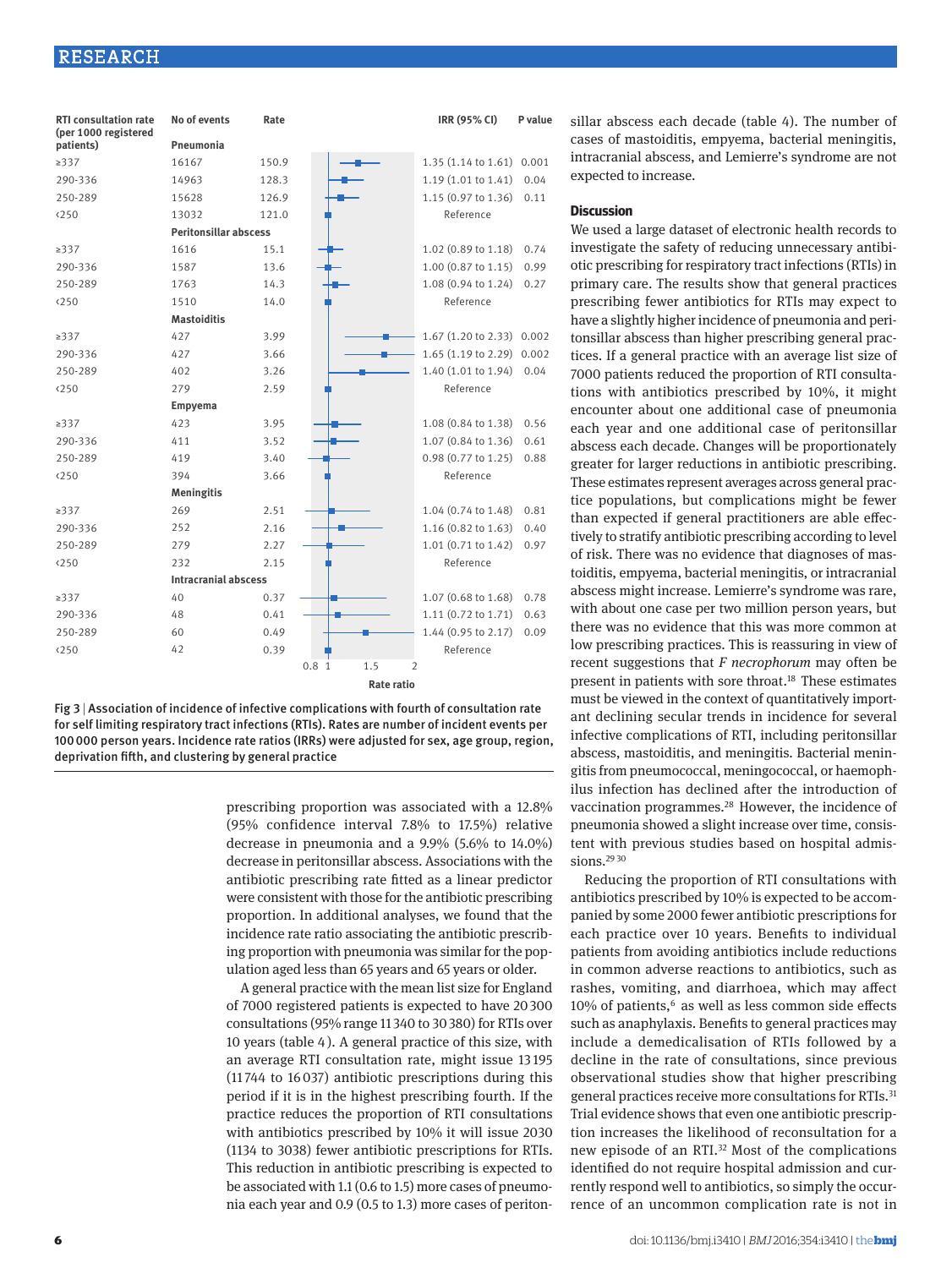| RTI consultation rate (per 1000 registered patients) | No of events | Rate | IRR (95% CI) | P value |
|---|---|---|---|---|
| **Pneumonia** | | | | |
| ≥337 | 16167 | 150.9 | 1.35 (1.14 to 1.61) | 0.001 |
| 290-336 | 14963 | 128.3 | 1.19 (1.01 to 1.41) | 0.04 |
| 250-289 | 15628 | 126.9 | 1.15 (0.97 to 1.36) | 0.11 |
| <250 | 13032 | 121.0 | Reference | |
| **Peritonsillar abscess** | | | | |
| ≥337 | 1616 | 15.1 | 1.02 (0.89 to 1.18) | 0.74 |
| 290-336 | 1587 | 13.6 | 1.00 (0.87 to 1.15) | 0.99 |
| 250-289 | 1763 | 14.3 | 1.08 (0.94 to 1.24) | 0.27 |
| <250 | 1510 | 14.0 | Reference | |
| **Mastoiditis** | | | | |
| ≥337 | 427 | 3.99 | 1.67 (1.20 to 2.33) | 0.002 |
| 290-336 | 427 | 3.66 | 1.65 (1.19 to 2.29) | 0.002 |
| 250-289 | 402 | 3.26 | 1.40 (1.01 to 1.94) | 0.04 |
| <250 | 279 | 2.59 | Reference | |
| **Empyema** | | | | |
| ≥337 | 423 | 3.95 | 1.08 (0.84 to 1.38) | 0.56 |
| 290-336 | 411 | 3.52 | 1.07 (0.84 to 1.36) | 0.61 |
| 250-289 | 419 | 3.40 | 0.98 (0.77 to 1.25) | 0.88 |
| <250 | 394 | 3.66 | Reference | |
| **Meningitis** | | | | |
| ≥337 | 269 | 2.51 | 1.04 (0.74 to 1.48) | 0.81 |
| 290-336 | 252 | 2.16 | 1.16 (0.82 to 1.63) | 0.40 |
| 250-289 | 279 | 2.27 | 1.01 (0.71 to 1.42) | 0.97 |
| <250 | 232 | 2.15 | Reference | |
| **Intracranial abscess** | | | | |
| ≥337 | 40 | 0.37 | 1.07 (0.68 to 1.68) | 0.78 |
| 290-336 | 48 | 0.41 | 1.11 (0.72 to 1.71) | 0.63 |
| 250-289 | 60 | 0.49 | 1.44 (0.95 to 2.17) | 0.09 |
| <250 | 42 | 0.39 | Reference | |

Fig 3 | Association of incidence of infective complications with fourth of consultation rate for self limiting respiratory tract infections (RTIs). Rates are number of incident events per 100 000 person years. Incidence rate ratios (IRRs) were adjusted for sex, age group, region, deprivation fifth, and clustering by general practice

prescribing proportion was associated with a 12.8% (95% confidence interval 7.8% to 17.5%) relative decrease in pneumonia and a 9.9% (5.6% to 14.0%) decrease in peritonsillar abscess. Associations with the antibiotic prescribing rate fitted as a linear predictor were consistent with those for the antibiotic prescribing proportion. In additional analyses, we found that the incidence rate ratio associating the antibiotic prescribing proportion with pneumonia was similar for the population aged less than 65 years and 65 years or older.

A general practice with the mean list size for England of 7000 registered patients is expected to have 20 300 consultations (95% range 11 340 to 30 380) for RTIs over 10 years (table 4). A general practice of this size, with an average RTI consultation rate, might issue 13 195 (11 744 to 16 037) antibiotic prescriptions during this period if it is in the highest prescribing fourth. If the practice reduces the proportion of RTI consultations with antibiotics prescribed by 10% it will issue 2030 (1134 to 3038) fewer antibiotic prescriptions for RTIs. This reduction in antibiotic prescribing is expected to be associated with 1.1 (0.6 to 1.5) more cases of pneumonia each year and 0.9 (0.5 to 1.3) more cases of peritonsillar abscess each decade (table 4). The number of cases of mastoiditis, empyema, bacterial meningitis, intracranial abscess, and Lemierre's syndrome are not expected to increase.

## Discussion

We used a large dataset of electronic health records to investigate the safety of reducing unnecessary antibiotic prescribing for respiratory tract infections (RTIs) in primary care. The results show that general practices prescribing fewer antibiotics for RTIs may expect to have a slightly higher incidence of pneumonia and peritonsillar abscess than higher prescribing general practices. If a general practice with an average list size of 7000 patients reduced the proportion of RTI consultations with antibiotics prescribed by 10%, it might encounter about one additional case of pneumonia each year and one additional case of peritonsillar abscess each decade. Changes will be proportionately greater for larger reductions in antibiotic prescribing. These estimates represent averages across general practice populations, but complications might be fewer than expected if general practitioners are able effectively to stratify antibiotic prescribing according to level of risk. There was no evidence that diagnoses of mastoiditis, empyema, bacterial meningitis, or intracranial abscess might increase. Lemierre's syndrome was rare, with about one case per two million person years, but there was no evidence that this was more common at low prescribing practices. This is reassuring in view of recent suggestions that *F necrophorum* may often be present in patients with sore throat.[18] These estimates must be viewed in the context of quantitatively important declining secular trends in incidence for several infective complications of RTI, including peritonsillar abscess, mastoiditis, and meningitis. Bacterial meningitis from pneumococcal, meningococcal, or haemophilus infection has declined after the introduction of vaccination programmes.[28] However, the incidence of pneumonia showed a slight increase over time, consistent with previous studies based on hospital admissions.[29,30]

Reducing the proportion of RTI consultations with antibiotics prescribed by 10% is expected to be accompanied by some 2000 fewer antibiotic prescriptions for each practice over 10 years. Benefits to individual patients from avoiding antibiotics include reductions in common adverse reactions to antibiotics, such as rashes, vomiting, and diarrhoea, which may affect 10% of patients,[6] as well as less common side effects such as anaphylaxis. Benefits to general practices may include a demedicalisation of RTIs followed by a decline in the rate of consultations, since previous observational studies show that higher prescribing general practices receive more consultations for RTIs.[31] Trial evidence shows that even one antibiotic prescription increases the likelihood of reconsultation for a new episode of an RTI.[32] Most of the complications identified do not require hospital admission and currently respond well to antibiotics, so simply the occurrence of an uncommon complication rate is not in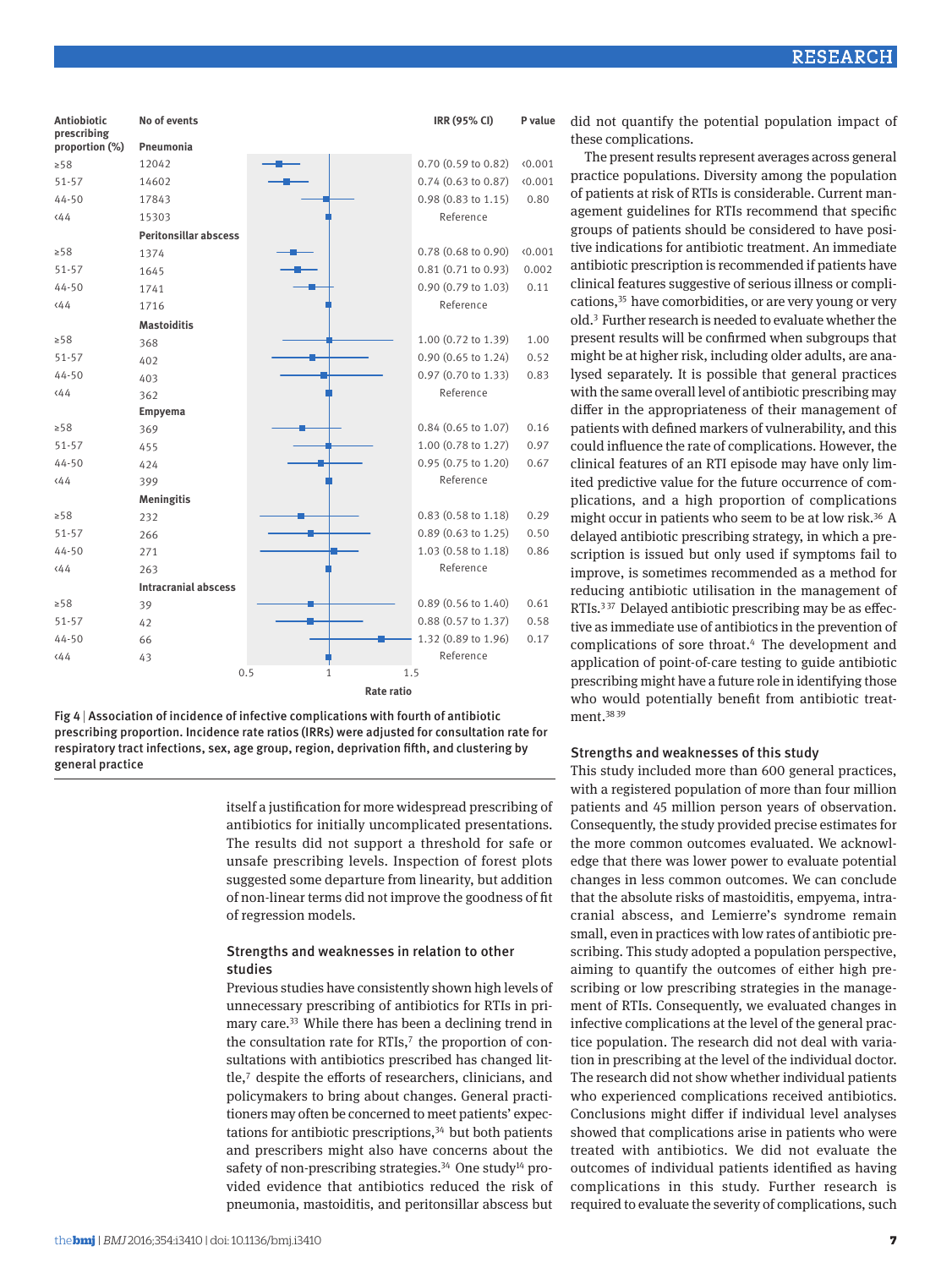| Antibiotic prescribing proportion (%) | No of events | IRR (95% CI) | P value |
|---|---|---|---|
| **Pneumonia** | | | |
| ≥58 | 12042 | 0.70 (0.59 to 0.82) | <0.001 |
| 51-57 | 14602 | 0.74 (0.63 to 0.87) | <0.001 |
| 44-50 | 17843 | 0.98 (0.83 to 1.15) | 0.80 |
| <44 | 15303 | Reference | |
| **Peritonsillar abscess** | | | |
| ≥58 | 1374 | 0.78 (0.68 to 0.90) | <0.001 |
| 51-57 | 1645 | 0.81 (0.71 to 0.93) | 0.002 |
| 44-50 | 1741 | 0.90 (0.79 to 1.03) | 0.11 |
| <44 | 1716 | Reference | |
| **Mastoiditis** | | | |
| ≥58 | 368 | 1.00 (0.72 to 1.39) | 1.00 |
| 51-57 | 402 | 0.90 (0.65 to 1.24) | 0.52 |
| 44-50 | 403 | 0.97 (0.70 to 1.33) | 0.83 |
| <44 | 362 | Reference | |
| **Empyema** | | | |
| ≥58 | 369 | 0.84 (0.65 to 1.07) | 0.16 |
| 51-57 | 455 | 1.00 (0.78 to 1.27) | 0.97 |
| 44-50 | 424 | 0.95 (0.75 to 1.20) | 0.67 |
| <44 | 399 | Reference | |
| **Meningitis** | | | |
| ≥58 | 232 | 0.83 (0.58 to 1.18) | 0.29 |
| 51-57 | 266 | 0.89 (0.63 to 1.25) | 0.50 |
| 44-50 | 271 | 1.03 (0.58 to 1.18) | 0.86 |
| <44 | 263 | Reference | |
| **Intracranial abscess** | | | |
| ≥58 | 39 | 0.89 (0.56 to 1.40) | 0.61 |
| 51-57 | 42 | 0.88 (0.57 to 1.37) | 0.58 |
| 44-50 | 66 | 1.32 (0.89 to 1.96) | 0.17 |
| <44 | 43 | Reference | |

Fig 4 | Association of incidence of infective complications with fourth of antibiotic prescribing proportion. Incidence rate ratios (IRRs) were adjusted for consultation rate for respiratory tract infections, sex, age group, region, deprivation fifth, and clustering by general practice

itself a justification for more widespread prescribing of antibiotics for initially uncomplicated presentations. The results did not support a threshold for safe or unsafe prescribing levels. Inspection of forest plots suggested some departure from linearity, but addition of non-linear terms did not improve the goodness of fit of regression models.

## Strengths and weaknesses in relation to other studies

Previous studies have consistently shown high levels of unnecessary prescribing of antibiotics for RTIs in primary care.[33] While there has been a declining trend in the consultation rate for RTIs,[7] the proportion of consultations with antibiotics prescribed has changed little,[7] despite the efforts of researchers, clinicians, and policymakers to bring about changes. General practitioners may often be concerned to meet patients' expectations for antibiotic prescriptions,[34] but both patients and prescribers might also have concerns about the safety of non-prescribing strategies.[34] One study[14] provided evidence that antibiotics reduced the risk of pneumonia, mastoiditis, and peritonsillar abscess but did not quantify the potential population impact of these complications.

The present results represent averages across general practice populations. Diversity among the population of patients at risk of RTIs is considerable. Current management guidelines for RTIs recommend that specific groups of patients should be considered to have positive indications for antibiotic treatment. An immediate antibiotic prescription is recommended if patients have clinical features suggestive of serious illness or complications,[35] have comorbidities, or are very young or very old.[3] Further research is needed to evaluate whether the present results will be confirmed when subgroups that might be at higher risk, including older adults, are analysed separately. It is possible that general practices with the same overall level of antibiotic prescribing may differ in the appropriateness of their management of patients with defined markers of vulnerability, and this could influence the rate of complications. However, the clinical features of an RTI episode may have only limited predictive value for the future occurrence of complications, and a high proportion of complications might occur in patients who seem to be at low risk.[36] A delayed antibiotic prescribing strategy, in which a prescription is issued but only used if symptoms fail to improve, is sometimes recommended as a method for reducing antibiotic utilisation in the management of RTIs.[3,37] Delayed antibiotic prescribing may be as effective as immediate use of antibiotics in the prevention of complications of sore throat.[4] The development and application of point-of-care testing to guide antibiotic prescribing might have a future role in identifying those who would potentially benefit from antibiotic treatment.[38,39]

## Strengths and weaknesses of this study

This study included more than 600 general practices, with a registered population of more than four million patients and 45 million person years of observation. Consequently, the study provided precise estimates for the more common outcomes evaluated. We acknowledge that there was lower power to evaluate potential changes in less common outcomes. We can conclude that the absolute risks of mastoiditis, empyema, intracranial abscess, and Lemierre's syndrome remain small, even in practices with low rates of antibiotic prescribing. This study adopted a population perspective, aiming to quantify the outcomes of either high prescribing or low prescribing strategies in the management of RTIs. Consequently, we evaluated changes in infective complications at the level of the general practice population. The research did not deal with variation in prescribing at the level of the individual doctor. The research did not show whether individual patients who experienced complications received antibiotics. Conclusions might differ if individual level analyses showed that complications arise in patients who were treated with antibiotics. We did not evaluate the outcomes of individual patients identified as having complications in this study. Further research is required to evaluate the severity of complications, such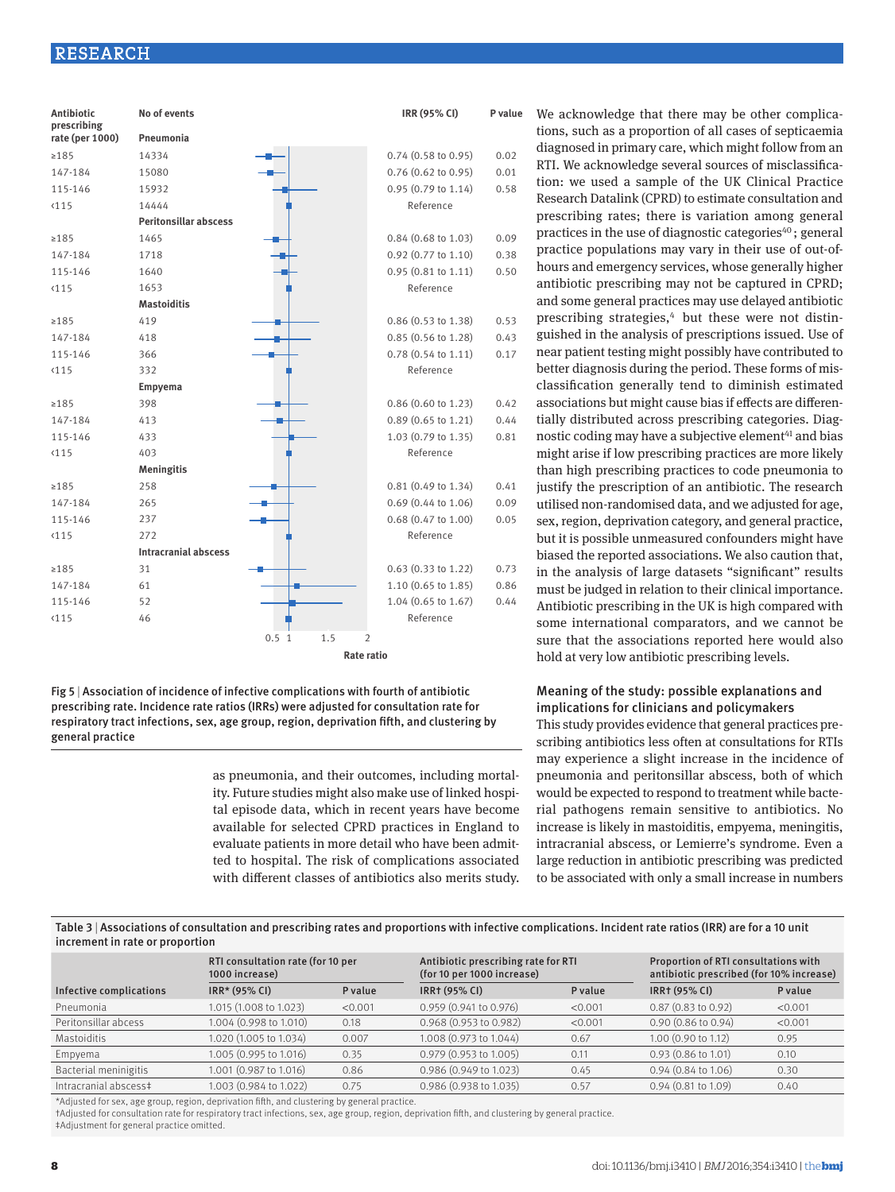| Antibiotic prescribing rate (per 1000) | No of events | IRR (95% CI) | P value |
|---|---|---|---|
| **Pneumonia** | | | |
| ≥185 | 14334 | 0.74 (0.58 to 0.95) | 0.02 |
| 147-184 | 15080 | 0.76 (0.62 to 0.95) | 0.01 |
| 115-146 | 15932 | 0.95 (0.79 to 1.14) | 0.58 |
| <115 | 14444 | Reference | |
| **Peritonsillar abscess** | | | |
| ≥185 | 1465 | 0.84 (0.68 to 1.03) | 0.09 |
| 147-184 | 1718 | 0.92 (0.77 to 1.10) | 0.38 |
| 115-146 | 1640 | 0.95 (0.81 to 1.11) | 0.50 |
| <115 | 1653 | Reference | |
| **Mastoiditis** | | | |
| ≥185 | 419 | 0.86 (0.53 to 1.38) | 0.53 |
| 147-184 | 418 | 0.85 (0.56 to 1.28) | 0.43 |
| 115-146 | 366 | 0.78 (0.54 to 1.11) | 0.17 |
| <115 | 332 | Reference | |
| **Empyema** | | | |
| ≥185 | 398 | 0.86 (0.60 to 1.23) | 0.42 |
| 147-184 | 413 | 0.89 (0.65 to 1.21) | 0.44 |
| 115-146 | 433 | 1.03 (0.79 to 1.35) | 0.81 |
| <115 | 403 | Reference | |
| **Meningitis** | | | |
| ≥185 | 258 | 0.81 (0.49 to 1.34) | 0.41 |
| 147-184 | 265 | 0.69 (0.44 to 1.06) | 0.09 |
| 115-146 | 237 | 0.68 (0.47 to 1.00) | 0.05 |
| <115 | 272 | Reference | |
| **Intracranial abscess** | | | |
| ≥185 | 31 | 0.63 (0.33 to 1.22) | 0.73 |
| 147-184 | 61 | 1.10 (0.65 to 1.85) | 0.86 |
| 115-146 | 52 | 1.04 (0.65 to 1.67) | 0.44 |
| <115 | 46 | Reference | |

Fig 5 | Association of incidence of infective complications with fourth of antibiotic prescribing rate. Incidence rate ratios (IRRs) were adjusted for consultation rate for respiratory tract infections, sex, age group, region, deprivation fifth, and clustering by general practice

as pneumonia, and their outcomes, including mortality. Future studies might also make use of linked hospital episode data, which in recent years have become available for selected CPRD practices in England to evaluate patients in more detail who have been admitted to hospital. The risk of complications associated with different classes of antibiotics also merits study.

We acknowledge that there may be other complications, such as a proportion of all cases of septicaemia diagnosed in primary care, which might follow from an RTI. We acknowledge several sources of misclassification: we used a sample of the UK Clinical Practice Research Datalink (CPRD) to estimate consultation and prescribing rates; there is variation among general practices in the use of diagnostic categories[40]; general practice populations may vary in their use of out-of-hours and emergency services, whose generally higher antibiotic prescribing may not be captured in CPRD; and some general practices may use delayed antibiotic prescribing strategies,[4] but these were not distinguished in the analysis of prescriptions issued. Use of near patient testing might possibly have contributed to better diagnosis during the period. These forms of misclassification generally tend to diminish estimated associations but might cause bias if effects are differentially distributed across prescribing categories. Diagnostic coding may have a subjective element[41] and bias might arise if low prescribing practices are more likely than high prescribing practices to code pneumonia to justify the prescription of an antibiotic. The research utilised non-randomised data, and we adjusted for age, sex, region, deprivation category, and general practice, but it is possible unmeasured confounders might have biased the reported associations. We also caution that, in the analysis of large datasets "significant" results must be judged in relation to their clinical importance. Antibiotic prescribing in the UK is high compared with some international comparators, and we cannot be sure that the associations reported here would also hold at very low antibiotic prescribing levels.

### Meaning of the study: possible explanations and implications for clinicians and policymakers

This study provides evidence that general practices prescribing antibiotics less often at consultations for RTIs may experience a slight increase in the incidence of pneumonia and peritonsillar abscess, both of which would be expected to respond to treatment while bacterial pathogens remain sensitive to antibiotics. No increase is likely in mastoiditis, empyema, meningitis, intracranial abscess, or Lemierre's syndrome. Even a large reduction in antibiotic prescribing was predicted to be associated with only a small increase in numbers

Table 3 | Associations of consultation and prescribing rates and proportions with infective complications. Incident rate ratios (IRR) are for a 10 unit increment in rate or proportion

| | RTI consultation rate (for 10 per 1000 increase) | | Antibiotic prescribing rate for RTI (for 10 per 1000 increase) | | Proportion of RTI consultations with antibiotic prescribed (for 10% increase) | |
|---|---|---|---|---|---|---|
| Infective complications | IRR* (95% CI) | P value | IRR† (95% CI) | P value | IRR† (95% CI) | P value |
| Pneumonia | 1.015 (1.008 to 1.023) | <0.001 | 0.959 (0.941 to 0.976) | <0.001 | 0.87 (0.83 to 0.92) | <0.001 |
| Peritonsillar abcess | 1.004 (0.998 to 1.010) | 0.18 | 0.968 (0.953 to 0.982) | <0.001 | 0.90 (0.86 to 0.94) | <0.001 |
| Mastoiditis | 1.020 (1.005 to 1.034) | 0.007 | 1.008 (0.973 to 1.044) | 0.67 | 1.00 (0.90 to 1.12) | 0.95 |
| Empyema | 1.005 (0.995 to 1.016) | 0.35 | 0.979 (0.953 to 1.005) | 0.11 | 0.93 (0.86 to 1.01) | 0.10 |
| Bacterial meningitis | 1.001 (0.987 to 1.016) | 0.86 | 0.986 (0.949 to 1.023) | 0.45 | 0.94 (0.84 to 1.06) | 0.30 |
| Intracranial abscess‡ | 1.003 (0.984 to 1.022) | 0.75 | 0.986 (0.938 to 1.035) | 0.57 | 0.94 (0.81 to 1.09) | 0.40 |

*Adjusted for sex, age group, region, deprivation fifth, and clustering by general practice.
†Adjusted for consultation rate for respiratory tract infections, sex, age group, region, deprivation fifth, and clustering by general practice.
‡Adjustment for general practice omitted.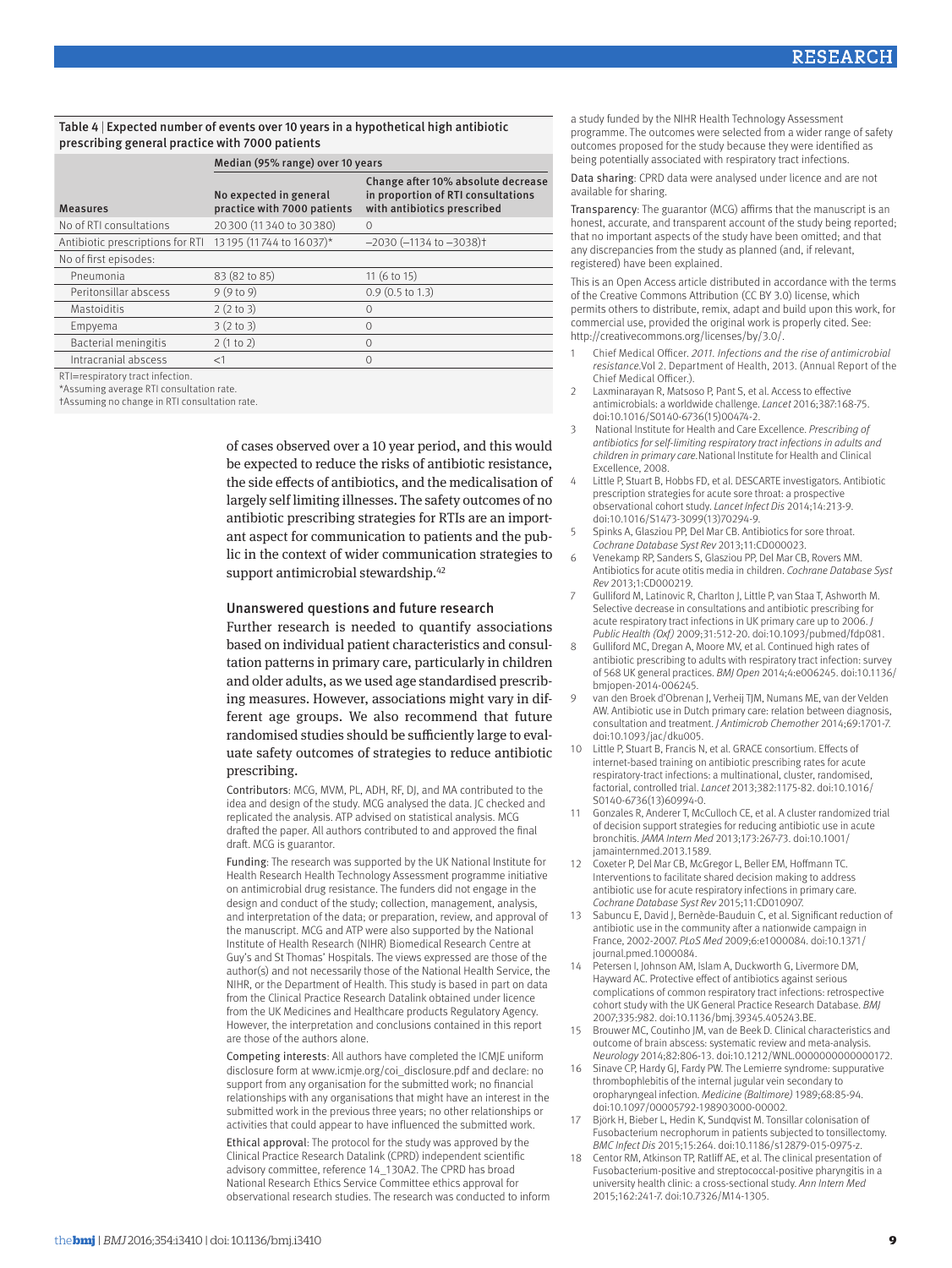Table 4 | Expected number of events over 10 years in a hypothetical high antibiotic prescribing general practice with 7000 patients

| Measures | Median (95% range) over 10 years | |
|---|---|---|
| | No expected in general practice with 7000 patients | Change after 10% absolute decrease in proportion of RTI consultations with antibiotics prescribed |
| No of RTI consultations | 20 300 (11 340 to 30 380) | 0 |
| Antibiotic prescriptions for RTI | 13 195 (11 744 to 16 037)* | −2030 (−1134 to −3038)† |
| No of first episodes: | | |
| Pneumonia | 83 (82 to 85) | 11 (6 to 15) |
| Peritonsillar abscess | 9 (9 to 9) | 0.9 (0.5 to 1.3) |
| Mastoiditis | 2 (2 to 3) | 0 |
| Empyema | 3 (2 to 3) | 0 |
| Bacterial meningitis | 2 (1 to 2) | 0 |
| Intracranial abscess | <1 | 0 |

RTI=respiratory tract infection.
*Assuming average RTI consultation rate.
†Assuming no change in RTI consultation rate.

of cases observed over a 10 year period, and this would be expected to reduce the risks of antibiotic resistance, the side effects of antibiotics, and the medicalisation of largely self limiting illnesses. The safety outcomes of no antibiotic prescribing strategies for RTIs are an important aspect for communication to patients and the public in the context of wider communication strategies to support antimicrobial stewardship.[42]

### Unanswered questions and future research

Further research is needed to quantify associations based on individual patient characteristics and consultation patterns in primary care, particularly in children and older adults, as we used age standardised prescribing measures. However, associations might vary in different age groups. We also recommend that future randomised studies should be sufficiently large to evaluate safety outcomes of strategies to reduce antibiotic prescribing.

**Contributors**: MCG, MVM, PL, ADH, RF, DJ, and MA contributed to the idea and design of the study. MCG analysed the data. JC checked and replicated the analysis. ATP advised on statistical analysis. MCG drafted the paper. All authors contributed to and approved the final draft. MCG is guarantor.

**Funding**: The research was supported by the UK National Institute for Health Research Health Technology Assessment programme initiative on antimicrobial drug resistance. The funders did not engage in the design and conduct of the study; collection, management, analysis, and interpretation of the data; or preparation, review, and approval of the manuscript. MCG and ATP were also supported by the National Institute of Health Research (NIHR) Biomedical Research Centre at Guy's and St Thomas' Hospitals. The views expressed are those of the author(s) and not necessarily those of the National Health Service, the NIHR, or the Department of Health. This study is based in part on data from the Clinical Practice Research Datalink obtained under licence from the UK Medicines and Healthcare products Regulatory Agency. However, the interpretation and conclusions contained in this report are those of the authors alone.

**Competing interests**: All authors have completed the ICMJE uniform disclosure form at www.icmje.org/coi_disclosure.pdf and declare: no support from any organisation for the submitted work; no financial relationships with any organisations that might have an interest in the submitted work in the previous three years; no other relationships or activities that could appear to have influenced the submitted work.

**Ethical approval**: The protocol for the study was approved by the Clinical Practice Research Datalink (CPRD) independent scientific advisory committee, reference 14_130A2. The CPRD has broad National Research Ethics Service Committee ethics approval for observational research studies. The research was conducted to inform a study funded by the NIHR Health Technology Assessment programme. The outcomes were selected from a wider range of safety outcomes proposed for the study because they were identified as being potentially associated with respiratory tract infections.

**Data sharing**: CPRD data were analysed under licence and are not available for sharing.

**Transparency**: The guarantor (MCG) affirms that the manuscript is an honest, accurate, and transparent account of the study being reported; that no important aspects of the study have been omitted; and that any discrepancies from the study as planned (and, if relevant, registered) have been explained.

This is an Open Access article distributed in accordance with the terms of the Creative Commons Attribution (CC BY 3.0) license, which permits others to distribute, remix, adapt and build upon this work, for commercial use, provided the original work is properly cited. See: http://creativecommons.org/licenses/by/3.0/.

1. Chief Medical Officer. *2011. Infections and the rise of antimicrobial resistance.*Vol 2. Department of Health, 2013. (Annual Report of the Chief Medical Officer.).
2. Laxminarayan R, Matsoso P, Pant S, et al. Access to effective antimicrobials: a worldwide challenge. *Lancet* 2016;387:168-75. doi:10.1016/S0140-6736(15)00474-2.
3. National Institute for Health and Care Excellence. *Prescribing of antibiotics for self-limiting respiratory tract infections in adults and children in primary care.*National Institute for Health and Clinical Excellence, 2008.
4. Little P, Stuart B, Hobbs FD, et al. DESCARTE investigators. Antibiotic prescription strategies for acute sore throat: a prospective observational cohort study. *Lancet Infect Dis* 2014;14:213-9. doi:10.1016/S1473-3099(13)70294-9.
5. Spinks A, Glasziou PP, Del Mar CB. Antibiotics for sore throat. *Cochrane Database Syst Rev* 2013;11:CD000023.
6. Venekamp RP, Sanders S, Glasziou PP, Del Mar CB, Rovers MM. Antibiotics for acute otitis media in children. *Cochrane Database Syst Rev* 2013;1:CD000219.
7. Gulliford M, Latinovic R, Charlton J, Little P, van Staa T, Ashworth M. Selective decrease in consultations and antibiotic prescribing for acute respiratory tract infections in UK primary care up to 2006. *J Public Health (Oxf)* 2009;31:512-20. doi:10.1093/pubmed/fdp081.
8. Gulliford MC, Dregan A, Moore MV, et al. Continued high rates of antibiotic prescribing to adults with respiratory tract infection: survey of 568 UK general practices. *BMJ Open* 2014;4:e006245. doi:10.1136/bmjopen-2014-006245.
9. van den Broek d'Obrenan J, Verheij TJM, Numans ME, van der Velden AW. Antibiotic use in Dutch primary care: relation between diagnosis, consultation and treatment. *J Antimicrob Chemother* 2014;69:1701-7. doi:10.1093/jac/dku005.
10. Little P, Stuart B, Francis N, et al. GRACE consortium. Effects of internet-based training on antibiotic prescribing rates for acute respiratory-tract infections: a multinational, cluster, randomised, factorial, controlled trial. *Lancet* 2013;382:1175-82. doi:10.1016/S0140-6736(13)60994-0.
11. Gonzales R, Anderer T, McCulloch CE, et al. A cluster randomized trial of decision support strategies for reducing antibiotic use in acute bronchitis. *JAMA Intern Med* 2013;173:267-73. doi:10.1001/jamainternmed.2013.1589.
12. Coxeter P, Del Mar CB, McGregor L, Beller EM, Hoffmann TC. Interventions to facilitate shared decision making to address antibiotic use for acute respiratory infections in primary care. *Cochrane Database Syst Rev* 2015;11:CD010907.
13. Sabuncu E, David J, Bernède-Bauduin C, et al. Significant reduction of antibiotic use in the community after a nationwide campaign in France, 2002-2007. *PLoS Med* 2009;6:e1000084. doi:10.1371/journal.pmed.1000084.
14. Petersen I, Johnson AM, Islam A, Duckworth G, Livermore DM, Hayward AC. Protective effect of antibiotics against serious complications of common respiratory tract infections: retrospective cohort study with the UK General Practice Research Database. *BMJ* 2007;335:982. doi:10.1136/bmj.39345.405243.BE.
15. Brouwer MC, Coutinho JM, van de Beek D. Clinical characteristics and outcome of brain abscess: systematic review and meta-analysis. *Neurology* 2014;82:806-13. doi:10.1212/WNL.0000000000000172.
16. Sinave CP, Hardy GJ, Fardy PW. The Lemierre syndrome: suppurative thrombophlebitis of the internal jugular vein secondary to oropharyngeal infection. *Medicine (Baltimore)* 1989;68:85-94. doi:10.1097/00005792-198903000-00002.
17. Björk H, Bieber L, Hedin K, Sundqvist M. Tonsillar colonisation of Fusobacterium necrophorum in patients subjected to tonsillectomy. *BMC Infect Dis* 2015;15:264. doi:10.1186/s12879-015-0975-z.
18. Centor RM, Atkinson TP, Ratliff AE, et al. The clinical presentation of Fusobacterium-positive and streptococcal-positive pharyngitis in a university health clinic: a cross-sectional study. *Ann Intern Med* 2015;162:241-7. doi:10.7326/M14-1305.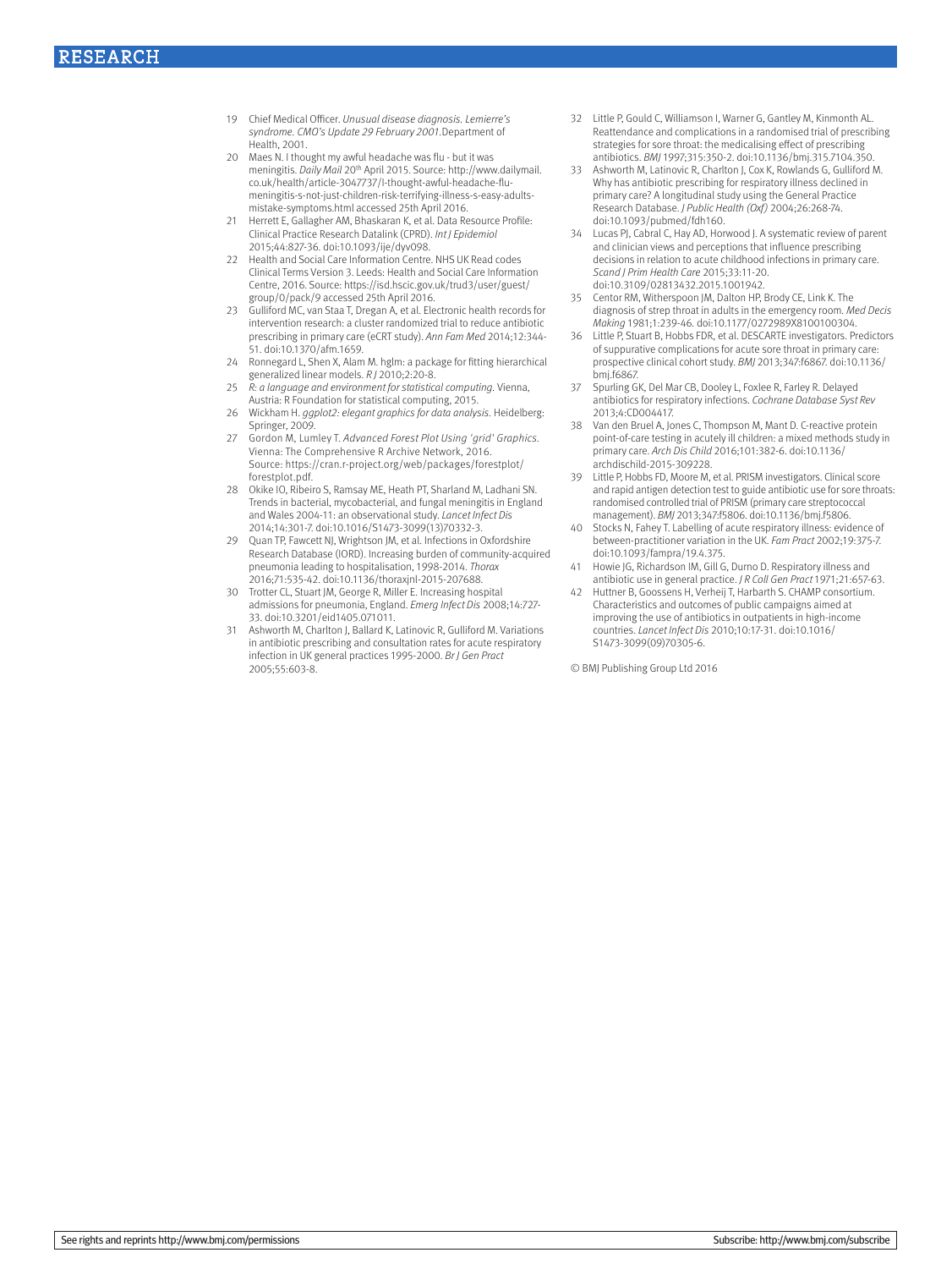19 Chief Medical Officer. *Unusual disease diagnosis. Lemierre's syndrome. CMO's Update 29 February 2001*.Department of Health, 2001.

20 Maes N. I thought my awful headache was flu - but it was meningitis. *Daily Mail* 20th April 2015. Source: http://www.dailymail.co.uk/health/article-3047737/I-thought-awful-headache-flu-meningitis-s-not-just-children-risk-terrifying-illness-s-easy-adults-mistake-symptoms.html accessed 25th April 2016.

21 Herrett E, Gallagher AM, Bhaskaran K, et al. Data Resource Profile: Clinical Practice Research Datalink (CPRD). *Int J Epidemiol* 2015;44:827-36. doi:10.1093/ije/dyv098.

22 Health and Social Care Information Centre. NHS UK Read codes Clinical Terms Version 3. Leeds: Health and Social Care Information Centre, 2016. Source: https://isd.hscic.gov.uk/trud3/user/guest/group/0/pack/9 accessed 25th April 2016.

23 Gulliford MC, van Staa T, Dregan A, et al. Electronic health records for intervention research: a cluster randomized trial to reduce antibiotic prescribing in primary care (eCRT study). *Ann Fam Med* 2014;12:344-51. doi:10.1370/afm.1659.

24 Ronnegard L, Shen X, Alam M. hglm: a package for fitting hierarchical generalized linear models. *R J* 2010;2:20-8.

25 *R: a language and environment for statistical computing*. Vienna, Austria: R Foundation for statistical computing, 2015.

26 Wickham H. *ggplot2: elegant graphics for data analysis*. Heidelberg: Springer, 2009.

27 Gordon M, Lumley T. *Advanced Forest Plot Using 'grid' Graphics*. Vienna: The Comprehensive R Archive Network, 2016. Source: https://cran.r-project.org/web/packages/forestplot/forestplot.pdf.

28 Okike IO, Ribeiro S, Ramsay ME, Heath PT, Sharland M, Ladhani SN. Trends in bacterial, mycobacterial, and fungal meningitis in England and Wales 2004-11: an observational study. *Lancet Infect Dis* 2014;14:301-7. doi:10.1016/S1473-3099(13)70332-3.

29 Quan TP, Fawcett NJ, Wrightson JM, et al. Infections in Oxfordshire Research Database (IORD). Increasing burden of community-acquired pneumonia leading to hospitalisation, 1998-2014. *Thorax* 2016;71:535-42. doi:10.1136/thoraxjnl-2015-207688.

30 Trotter CL, Stuart JM, George R, Miller E. Increasing hospital admissions for pneumonia, England. *Emerg Infect Dis* 2008;14:727-33. doi:10.3201/eid1405.071011.

31 Ashworth M, Charlton J, Ballard K, Latinovic R, Gulliford M. Variations in antibiotic prescribing and consultation rates for acute respiratory infection in UK general practices 1995-2000. *Br J Gen Pract* 2005;55:603-8.

32 Little P, Gould C, Williamson I, Warner G, Gantley M, Kinmonth AL. Reattendance and complications in a randomised trial of prescribing strategies for sore throat: the medicalising effect of prescribing antibiotics. *BMJ* 1997;315:350-2. doi:10.1136/bmj.315.7104.350.

33 Ashworth M, Latinovic R, Charlton J, Cox K, Rowlands G, Gulliford M. Why has antibiotic prescribing for respiratory illness declined in primary care? A longitudinal study using the General Practice Research Database. *J Public Health (Oxf)* 2004;26:268-74. doi:10.1093/pubmed/fdh160.

34 Lucas PJ, Cabral C, Hay AD, Horwood J. A systematic review of parent and clinician views and perceptions that influence prescribing decisions in relation to acute childhood infections in primary care. *Scand J Prim Health Care* 2015;33:11-20. doi:10.3109/02813432.2015.1001942.

35 Centor RM, Witherspoon JM, Dalton HP, Brody CE, Link K. The diagnosis of strep throat in adults in the emergency room. *Med Decis Making* 1981;1:239-46. doi:10.1177/0272989X8100100304.

36 Little P, Stuart B, Hobbs FDR, et al. DESCARTE investigators. Predictors of suppurative complications for acute sore throat in primary care: prospective clinical cohort study. *BMJ* 2013;347:f6867. doi:10.1136/bmj.f6867.

37 Spurling GK, Del Mar CB, Dooley L, Foxlee R, Farley R. Delayed antibiotics for respiratory infections. *Cochrane Database Syst Rev* 2013;4:CD004417.

38 Van den Bruel A, Jones C, Thompson M, Mant D. C-reactive protein point-of-care testing in acutely ill children: a mixed methods study in primary care. *Arch Dis Child* 2016;101:382-6. doi:10.1136/archdischild-2015-309228.

39 Little P, Hobbs FD, Moore M, et al. PRISM investigators. Clinical score and rapid antigen detection test to guide antibiotic use for sore throats: randomised controlled trial of PRISM (primary care streptococcal management). *BMJ* 2013;347:f5806. doi:10.1136/bmj.f5806.

40 Stocks N, Fahey T. Labelling of acute respiratory illness: evidence of between-practitioner variation in the UK. *Fam Pract* 2002;19:375-7. doi:10.1093/fampra/19.4.375.

41 Howie JG, Richardson IM, Gill G, Durno D. Respiratory illness and antibiotic use in general practice. *J R Coll Gen Pract* 1971;21:657-63.

42 Huttner B, Goossens H, Verheij T, Harbarth S. CHAMP consortium. Characteristics and outcomes of public campaigns aimed at improving the use of antibiotics in outpatients in high-income countries. *Lancet Infect Dis* 2010;10:17-31. doi:10.1016/S1473-3099(09)70305-6.

© BMJ Publishing Group Ltd 2016